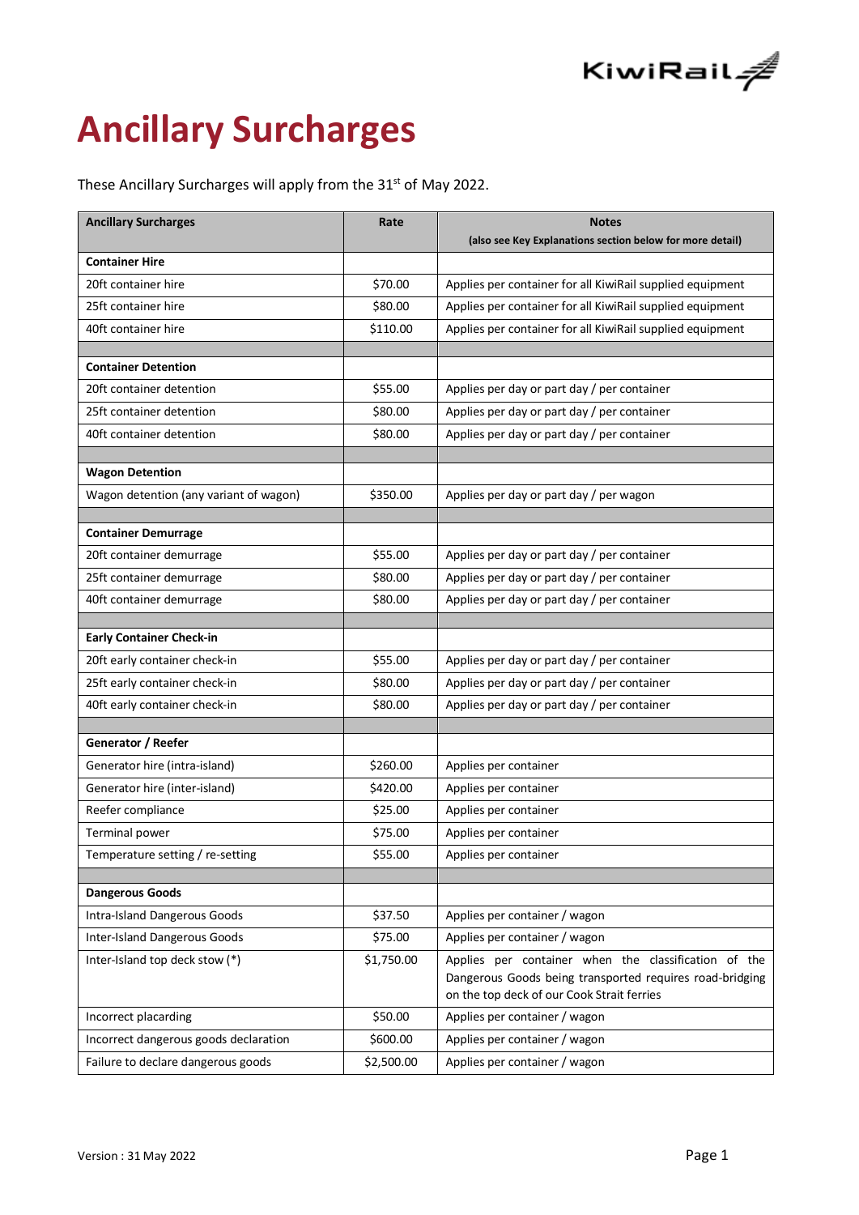# Ancillary Surcharges

These Ancillary Surcharges will apply from the 31st of May 2022.

| Ancillary Surcharges | Rate | Notes (also see Key Explanations section below for more detail) |
|---|---|---|
| **Container Hire** | | |
| 20ft container hire | $70.00 | Applies per container for all KiwiRail supplied equipment |
| 25ft container hire | $80.00 | Applies per container for all KiwiRail supplied equipment |
| 40ft container hire | $110.00 | Applies per container for all KiwiRail supplied equipment |
| | | |
| **Container Detention** | | |
| 20ft container detention | $55.00 | Applies per day or part day / per container |
| 25ft container detention | $80.00 | Applies per day or part day / per container |
| 40ft container detention | $80.00 | Applies per day or part day / per container |
| | | |
| **Wagon Detention** | | |
| Wagon detention (any variant of wagon) | $350.00 | Applies per day or part day / per wagon |
| | | |
| **Container Demurrage** | | |
| 20ft container demurrage | $55.00 | Applies per day or part day / per container |
| 25ft container demurrage | $80.00 | Applies per day or part day / per container |
| 40ft container demurrage | $80.00 | Applies per day or part day / per container |
| | | |
| **Early Container Check-in** | | |
| 20ft early container check-in | $55.00 | Applies per day or part day / per container |
| 25ft early container check-in | $80.00 | Applies per day or part day / per container |
| 40ft early container check-in | $80.00 | Applies per day or part day / per container |
| | | |
| **Generator / Reefer** | | |
| Generator hire (intra-island) | $260.00 | Applies per container |
| Generator hire (inter-island) | $420.00 | Applies per container |
| Reefer compliance | $25.00 | Applies per container |
| Terminal power | $75.00 | Applies per container |
| Temperature setting / re-setting | $55.00 | Applies per container |
| | | |
| **Dangerous Goods** | | |
| Intra-Island Dangerous Goods | $37.50 | Applies per container / wagon |
| Inter-Island Dangerous Goods | $75.00 | Applies per container / wagon |
| Inter-Island top deck stow (*) | $1,750.00 | Applies per container when the classification of the Dangerous Goods being transported requires road-bridging on the top deck of our Cook Strait ferries |
| Incorrect placarding | $50.00 | Applies per container / wagon |
| Incorrect dangerous goods declaration | $600.00 | Applies per container / wagon |
| Failure to declare dangerous goods | $2,500.00 | Applies per container / wagon |

Version : 31 May 2022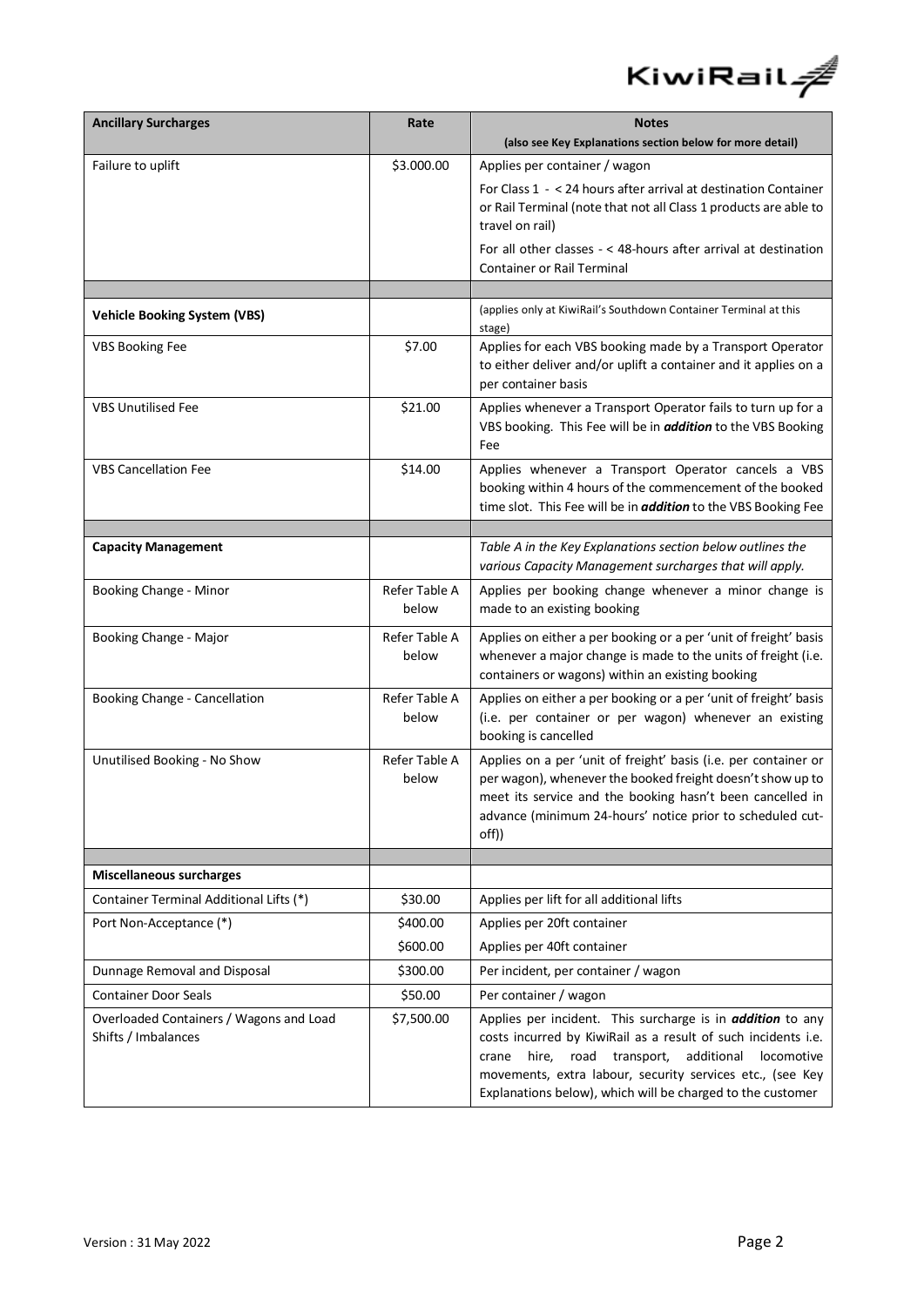| Ancillary Surcharges | Rate | Notes<br>(also see Key Explanations section below for more detail) |
|---|---|---|
| Failure to uplift | \$3.000.00 | Applies per container / wagon<br>For Class 1 - < 24 hours after arrival at destination Container or Rail Terminal (note that not all Class 1 products are able to travel on rail)<br>For all other classes - < 48-hours after arrival at destination Container or Rail Terminal |
| | | |
| **Vehicle Booking System (VBS)** | | (applies only at KiwiRail's Southdown Container Terminal at this stage) |
| VBS Booking Fee | \$7.00 | Applies for each VBS booking made by a Transport Operator to either deliver and/or uplift a container and it applies on a per container basis |
| VBS Unutilised Fee | \$21.00 | Applies whenever a Transport Operator fails to turn up for a VBS booking. This Fee will be in ***addition*** to the VBS Booking Fee |
| VBS Cancellation Fee | \$14.00 | Applies whenever a Transport Operator cancels a VBS booking within 4 hours of the commencement of the booked time slot. This Fee will be in ***addition*** to the VBS Booking Fee |
| | | |
| **Capacity Management** | | *Table A in the Key Explanations section below outlines the various Capacity Management surcharges that will apply.* |
| Booking Change - Minor | Refer Table A below | Applies per booking change whenever a minor change is made to an existing booking |
| Booking Change - Major | Refer Table A below | Applies on either a per booking or a per 'unit of freight' basis whenever a major change is made to the units of freight (i.e. containers or wagons) within an existing booking |
| Booking Change - Cancellation | Refer Table A below | Applies on either a per booking or a per 'unit of freight' basis (i.e. per container or per wagon) whenever an existing booking is cancelled |
| Unutilised Booking - No Show | Refer Table A below | Applies on a per 'unit of freight' basis (i.e. per container or per wagon), whenever the booked freight doesn't show up to meet its service and the booking hasn't been cancelled in advance (minimum 24-hours' notice prior to scheduled cut-off)) |
| | | |
| **Miscellaneous surcharges** | | |
| Container Terminal Additional Lifts (*) | \$30.00 | Applies per lift for all additional lifts |
| Port Non-Acceptance (*) | \$400.00 | Applies per 20ft container |
| | \$600.00 | Applies per 40ft container |
| Dunnage Removal and Disposal | \$300.00 | Per incident, per container / wagon |
| Container Door Seals | \$50.00 | Per container / wagon |
| Overloaded Containers / Wagons and Load Shifts / Imbalances | \$7,500.00 | Applies per incident. This surcharge is in ***addition*** to any costs incurred by KiwiRail as a result of such incidents i.e. crane hire, road transport, additional locomotive movements, extra labour, security services etc., (see Key Explanations below), which will be charged to the customer |

Version : 31 May 2022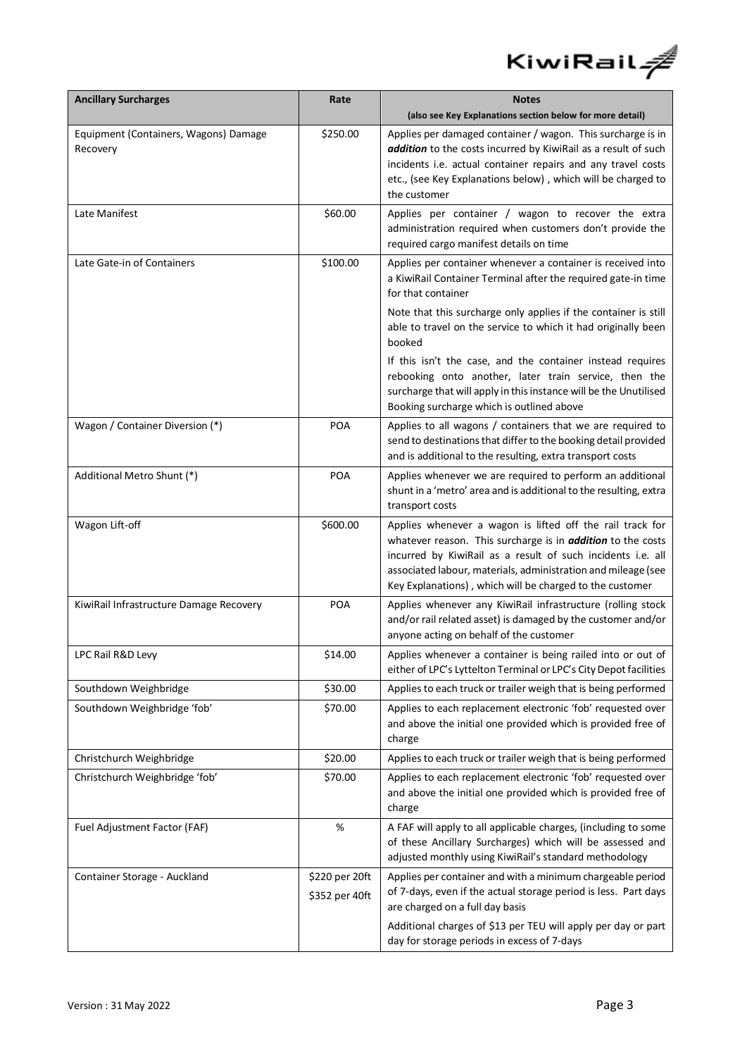| Ancillary Surcharges | Rate | Notes (also see Key Explanations section below for more detail) |
|---|---|---|
| Equipment (Containers, Wagons) Damage Recovery | $250.00 | Applies per damaged container / wagon. This surcharge is in ***addition*** to the costs incurred by KiwiRail as a result of such incidents i.e. actual container repairs and any travel costs etc., (see Key Explanations below) , which will be charged to the customer |
| Late Manifest | $60.00 | Applies per container / wagon to recover the extra administration required when customers don't provide the required cargo manifest details on time |
| Late Gate-in of Containers | $100.00 | Applies per container whenever a container is received into a KiwiRail Container Terminal after the required gate-in time for that container<br><br>Note that this surcharge only applies if the container is still able to travel on the service to which it had originally been booked<br><br>If this isn't the case, and the container instead requires rebooking onto another, later train service, then the surcharge that will apply in this instance will be the Unutilised Booking surcharge which is outlined above |
| Wagon / Container Diversion (*) | POA | Applies to all wagons / containers that we are required to send to destinations that differ to the booking detail provided and is additional to the resulting, extra transport costs |
| Additional Metro Shunt (*) | POA | Applies whenever we are required to perform an additional shunt in a 'metro' area and is additional to the resulting, extra transport costs |
| Wagon Lift-off | $600.00 | Applies whenever a wagon is lifted off the rail track for whatever reason. This surcharge is in ***addition*** to the costs incurred by KiwiRail as a result of such incidents i.e. all associated labour, materials, administration and mileage (see Key Explanations) , which will be charged to the customer |
| KiwiRail Infrastructure Damage Recovery | POA | Applies whenever any KiwiRail infrastructure (rolling stock and/or rail related asset) is damaged by the customer and/or anyone acting on behalf of the customer |
| LPC Rail R&D Levy | $14.00 | Applies whenever a container is being railed into or out of either of LPC's Lyttelton Terminal or LPC's City Depot facilities |
| Southdown Weighbridge | $30.00 | Applies to each truck or trailer weigh that is being performed |
| Southdown Weighbridge 'fob' | $70.00 | Applies to each replacement electronic 'fob' requested over and above the initial one provided which is provided free of charge |
| Christchurch Weighbridge | $20.00 | Applies to each truck or trailer weigh that is being performed |
| Christchurch Weighbridge 'fob' | $70.00 | Applies to each replacement electronic 'fob' requested over and above the initial one provided which is provided free of charge |
| Fuel Adjustment Factor (FAF) | % | A FAF will apply to all applicable charges, (including to some of these Ancillary Surcharges) which will be assessed and adjusted monthly using KiwiRail's standard methodology |
| Container Storage - Auckland | $220 per 20ft<br>$352 per 40ft | Applies per container and with a minimum chargeable period of 7-days, even if the actual storage period is less. Part days are charged on a full day basis<br><br>Additional charges of $13 per TEU will apply per day or part day for storage periods in excess of 7-days |

Version : 31 May 2022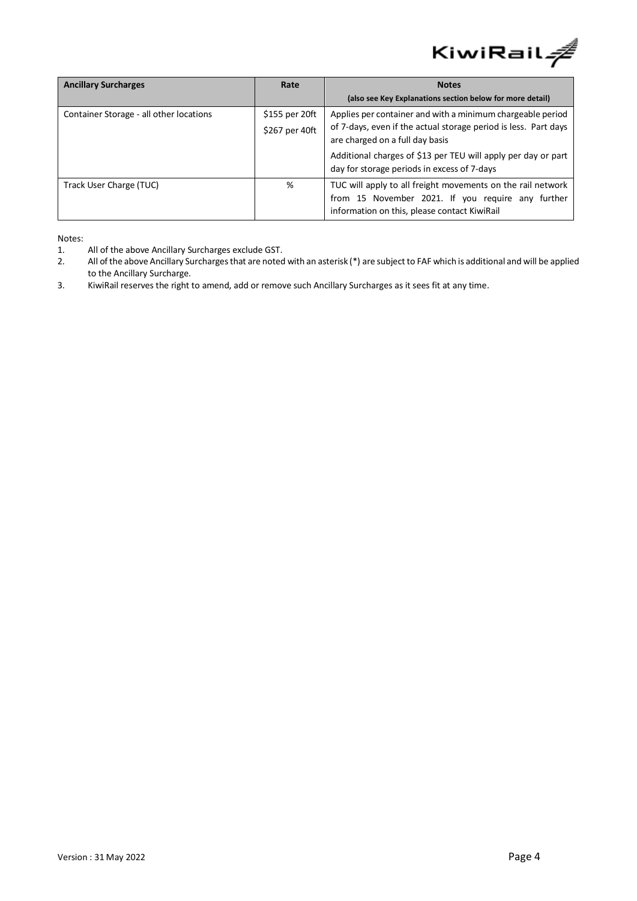| **Ancillary Surcharges** | **Rate** | **Notes**<br>**(also see Key Explanations section below for more detail)** |
|---|---|---|
| Container Storage - all other locations | \$155 per 20ft<br>\$267 per 40ft | Applies per container and with a minimum chargeable period of 7-days, even if the actual storage period is less. Part days are charged on a full day basis<br>Additional charges of \$13 per TEU will apply per day or part day for storage periods in excess of 7-days |
| Track User Charge (TUC) | % | TUC will apply to all freight movements on the rail network from 15 November 2021. If you require any further information on this, please contact KiwiRail |

Notes:

1. All of the above Ancillary Surcharges exclude GST.
2. All of the above Ancillary Surcharges that are noted with an asterisk (*) are subject to FAF which is additional and will be applied to the Ancillary Surcharge.
3. KiwiRail reserves the right to amend, add or remove such Ancillary Surcharges as it sees fit at any time.

Version : 31 May 2022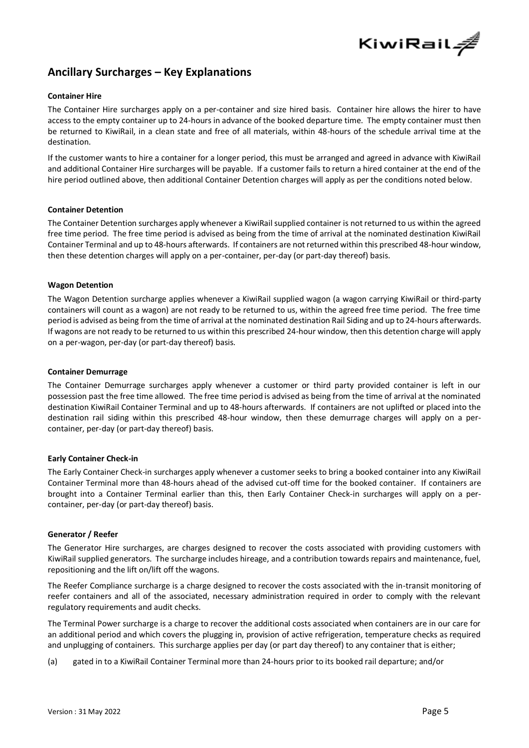## Ancillary Surcharges – Key Explanations

**Container Hire**

The Container Hire surcharges apply on a per-container and size hired basis. Container hire allows the hirer to have access to the empty container up to 24-hours in advance of the booked departure time. The empty container must then be returned to KiwiRail, in a clean state and free of all materials, within 48-hours of the schedule arrival time at the destination.

If the customer wants to hire a container for a longer period, this must be arranged and agreed in advance with KiwiRail and additional Container Hire surcharges will be payable. If a customer fails to return a hired container at the end of the hire period outlined above, then additional Container Detention charges will apply as per the conditions noted below.

**Container Detention**

The Container Detention surcharges apply whenever a KiwiRail supplied container is not returned to us within the agreed free time period. The free time period is advised as being from the time of arrival at the nominated destination KiwiRail Container Terminal and up to 48-hours afterwards. If containers are not returned within this prescribed 48-hour window, then these detention charges will apply on a per-container, per-day (or part-day thereof) basis.

**Wagon Detention**

The Wagon Detention surcharge applies whenever a KiwiRail supplied wagon (a wagon carrying KiwiRail or third-party containers will count as a wagon) are not ready to be returned to us, within the agreed free time period. The free time period is advised as being from the time of arrival at the nominated destination Rail Siding and up to 24-hours afterwards. If wagons are not ready to be returned to us within this prescribed 24-hour window, then this detention charge will apply on a per-wagon, per-day (or part-day thereof) basis.

**Container Demurrage**

The Container Demurrage surcharges apply whenever a customer or third party provided container is left in our possession past the free time allowed. The free time period is advised as being from the time of arrival at the nominated destination KiwiRail Container Terminal and up to 48-hours afterwards. If containers are not uplifted or placed into the destination rail siding within this prescribed 48-hour window, then these demurrage charges will apply on a per-container, per-day (or part-day thereof) basis.

**Early Container Check-in**

The Early Container Check-in surcharges apply whenever a customer seeks to bring a booked container into any KiwiRail Container Terminal more than 48-hours ahead of the advised cut-off time for the booked container. If containers are brought into a Container Terminal earlier than this, then Early Container Check-in surcharges will apply on a per-container, per-day (or part-day thereof) basis.

**Generator / Reefer**

The Generator Hire surcharges, are charges designed to recover the costs associated with providing customers with KiwiRail supplied generators. The surcharge includes hireage, and a contribution towards repairs and maintenance, fuel, repositioning and the lift on/lift off the wagons.

The Reefer Compliance surcharge is a charge designed to recover the costs associated with the in-transit monitoring of reefer containers and all of the associated, necessary administration required in order to comply with the relevant regulatory requirements and audit checks.

The Terminal Power surcharge is a charge to recover the additional costs associated when containers are in our care for an additional period and which covers the plugging in, provision of active refrigeration, temperature checks as required and unplugging of containers. This surcharge applies per day (or part day thereof) to any container that is either;

(a) gated in to a KiwiRail Container Terminal more than 24-hours prior to its booked rail departure; and/or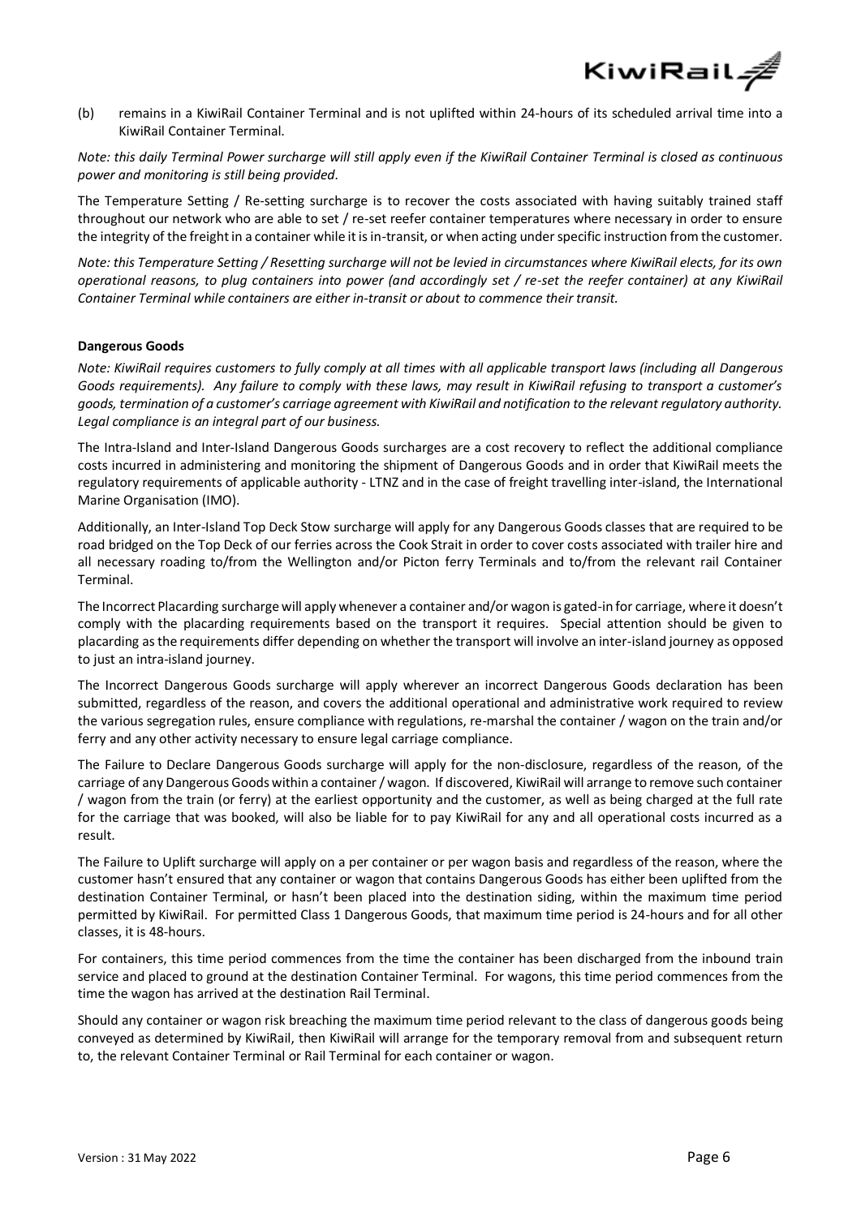(b) remains in a KiwiRail Container Terminal and is not uplifted within 24-hours of its scheduled arrival time into a KiwiRail Container Terminal.

*Note: this daily Terminal Power surcharge will still apply even if the KiwiRail Container Terminal is closed as continuous power and monitoring is still being provided.*

The Temperature Setting / Re-setting surcharge is to recover the costs associated with having suitably trained staff throughout our network who are able to set / re-set reefer container temperatures where necessary in order to ensure the integrity of the freight in a container while it is in-transit, or when acting under specific instruction from the customer.

*Note: this Temperature Setting / Resetting surcharge will not be levied in circumstances where KiwiRail elects, for its own operational reasons, to plug containers into power (and accordingly set / re-set the reefer container) at any KiwiRail Container Terminal while containers are either in-transit or about to commence their transit.*

**Dangerous Goods**

*Note: KiwiRail requires customers to fully comply at all times with all applicable transport laws (including all Dangerous Goods requirements). Any failure to comply with these laws, may result in KiwiRail refusing to transport a customer's goods, termination of a customer's carriage agreement with KiwiRail and notification to the relevant regulatory authority. Legal compliance is an integral part of our business.*

The Intra-Island and Inter-Island Dangerous Goods surcharges are a cost recovery to reflect the additional compliance costs incurred in administering and monitoring the shipment of Dangerous Goods and in order that KiwiRail meets the regulatory requirements of applicable authority - LTNZ and in the case of freight travelling inter-island, the International Marine Organisation (IMO).

Additionally, an Inter-Island Top Deck Stow surcharge will apply for any Dangerous Goods classes that are required to be road bridged on the Top Deck of our ferries across the Cook Strait in order to cover costs associated with trailer hire and all necessary roading to/from the Wellington and/or Picton ferry Terminals and to/from the relevant rail Container Terminal.

The Incorrect Placarding surcharge will apply whenever a container and/or wagon is gated-in for carriage, where it doesn't comply with the placarding requirements based on the transport it requires. Special attention should be given to placarding as the requirements differ depending on whether the transport will involve an inter-island journey as opposed to just an intra-island journey.

The Incorrect Dangerous Goods surcharge will apply wherever an incorrect Dangerous Goods declaration has been submitted, regardless of the reason, and covers the additional operational and administrative work required to review the various segregation rules, ensure compliance with regulations, re-marshal the container / wagon on the train and/or ferry and any other activity necessary to ensure legal carriage compliance.

The Failure to Declare Dangerous Goods surcharge will apply for the non-disclosure, regardless of the reason, of the carriage of any Dangerous Goods within a container / wagon. If discovered, KiwiRail will arrange to remove such container / wagon from the train (or ferry) at the earliest opportunity and the customer, as well as being charged at the full rate for the carriage that was booked, will also be liable for to pay KiwiRail for any and all operational costs incurred as a result.

The Failure to Uplift surcharge will apply on a per container or per wagon basis and regardless of the reason, where the customer hasn't ensured that any container or wagon that contains Dangerous Goods has either been uplifted from the destination Container Terminal, or hasn't been placed into the destination siding, within the maximum time period permitted by KiwiRail. For permitted Class 1 Dangerous Goods, that maximum time period is 24-hours and for all other classes, it is 48-hours.

For containers, this time period commences from the time the container has been discharged from the inbound train service and placed to ground at the destination Container Terminal. For wagons, this time period commences from the time the wagon has arrived at the destination Rail Terminal.

Should any container or wagon risk breaching the maximum time period relevant to the class of dangerous goods being conveyed as determined by KiwiRail, then KiwiRail will arrange for the temporary removal from and subsequent return to, the relevant Container Terminal or Rail Terminal for each container or wagon.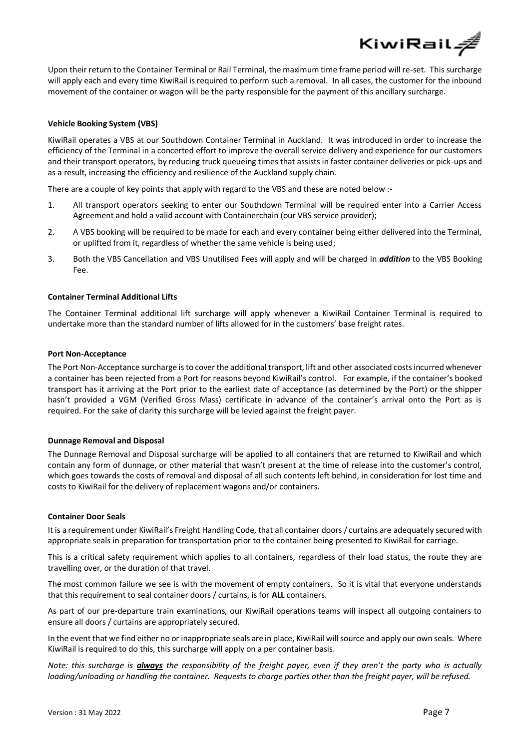Upon their return to the Container Terminal or Rail Terminal, the maximum time frame period will re-set. This surcharge will apply each and every time KiwiRail is required to perform such a removal. In all cases, the customer for the inbound movement of the container or wagon will be the party responsible for the payment of this ancillary surcharge.

**Vehicle Booking System (VBS)**

KiwiRail operates a VBS at our Southdown Container Terminal in Auckland. It was introduced in order to increase the efficiency of the Terminal in a concerted effort to improve the overall service delivery and experience for our customers and their transport operators, by reducing truck queueing times that assists in faster container deliveries or pick-ups and as a result, increasing the efficiency and resilience of the Auckland supply chain.

There are a couple of key points that apply with regard to the VBS and these are noted below :-

1. All transport operators seeking to enter our Southdown Terminal will be required enter into a Carrier Access Agreement and hold a valid account with Containerchain (our VBS service provider);
2. A VBS booking will be required to be made for each and every container being either delivered into the Terminal, or uplifted from it, regardless of whether the same vehicle is being used;
3. Both the VBS Cancellation and VBS Unutilised Fees will apply and will be charged in ***addition*** to the VBS Booking Fee.

**Container Terminal Additional Lifts**

The Container Terminal additional lift surcharge will apply whenever a KiwiRail Container Terminal is required to undertake more than the standard number of lifts allowed for in the customers' base freight rates.

**Port Non-Acceptance**

The Port Non-Acceptance surcharge is to cover the additional transport, lift and other associated costs incurred whenever a container has been rejected from a Port for reasons beyond KiwiRail's control. For example, if the container's booked transport has it arriving at the Port prior to the earliest date of acceptance (as determined by the Port) or the shipper hasn't provided a VGM (Verified Gross Mass) certificate in advance of the container's arrival onto the Port as is required. For the sake of clarity this surcharge will be levied against the freight payer.

**Dunnage Removal and Disposal**

The Dunnage Removal and Disposal surcharge will be applied to all containers that are returned to KiwiRail and which contain any form of dunnage, or other material that wasn't present at the time of release into the customer's control, which goes towards the costs of removal and disposal of all such contents left behind, in consideration for lost time and costs to KiwiRail for the delivery of replacement wagons and/or containers.

**Container Door Seals**

It is a requirement under KiwiRail's Freight Handling Code, that all container doors / curtains are adequately secured with appropriate seals in preparation for transportation prior to the container being presented to KiwiRail for carriage.

This is a critical safety requirement which applies to all containers, regardless of their load status, the route they are travelling over, or the duration of that travel.

The most common failure we see is with the movement of empty containers. So it is vital that everyone understands that this requirement to seal container doors / curtains, is for **ALL** containers.

As part of our pre-departure train examinations, our KiwiRail operations teams will inspect all outgoing containers to ensure all doors / curtains are appropriately secured.

In the event that we find either no or inappropriate seals are in place, KiwiRail will source and apply our own seals. Where KiwiRail is required to do this, this surcharge will apply on a per container basis.

*Note: this surcharge is **always** the responsibility of the freight payer, even if they aren't the party who is actually loading/unloading or handling the container. Requests to charge parties other than the freight payer, will be refused.*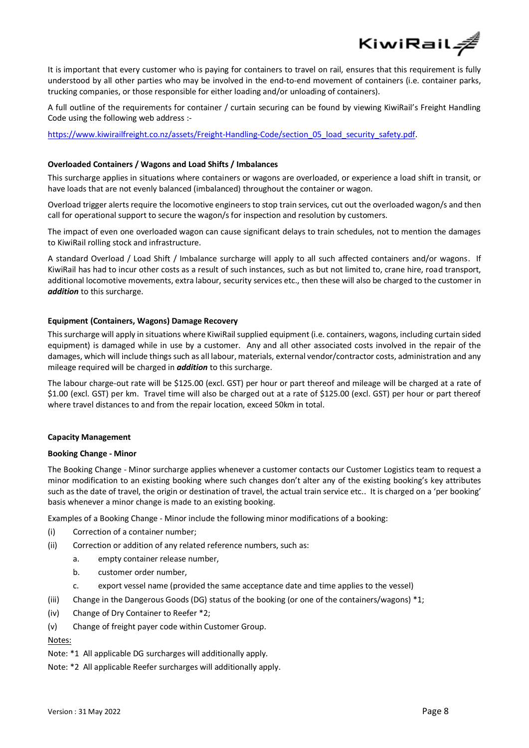It is important that every customer who is paying for containers to travel on rail, ensures that this requirement is fully understood by all other parties who may be involved in the end-to-end movement of containers (i.e. container parks, trucking companies, or those responsible for either loading and/or unloading of containers).

A full outline of the requirements for container / curtain securing can be found by viewing KiwiRail's Freight Handling Code using the following web address :-

[https://www.kiwirailfreight.co.nz/assets/Freight-Handling-Code/section_05_load_security_safety.pdf](https://www.kiwirailfreight.co.nz/assets/Freight-Handling-Code/section_05_load_security_safety.pdf).

**Overloaded Containers / Wagons and Load Shifts / Imbalances**

This surcharge applies in situations where containers or wagons are overloaded, or experience a load shift in transit, or have loads that are not evenly balanced (imbalanced) throughout the container or wagon.

Overload trigger alerts require the locomotive engineers to stop train services, cut out the overloaded wagon/s and then call for operational support to secure the wagon/s for inspection and resolution by customers.

The impact of even one overloaded wagon can cause significant delays to train schedules, not to mention the damages to KiwiRail rolling stock and infrastructure.

A standard Overload / Load Shift / Imbalance surcharge will apply to all such affected containers and/or wagons. If KiwiRail has had to incur other costs as a result of such instances, such as but not limited to, crane hire, road transport, additional locomotive movements, extra labour, security services etc., then these will also be charged to the customer in ***addition*** to this surcharge.

**Equipment (Containers, Wagons) Damage Recovery**

This surcharge will apply in situations where KiwiRail supplied equipment (i.e. containers, wagons, including curtain sided equipment) is damaged while in use by a customer. Any and all other associated costs involved in the repair of the damages, which will include things such as all labour, materials, external vendor/contractor costs, administration and any mileage required will be charged in ***addition*** to this surcharge.

The labour charge-out rate will be $125.00 (excl. GST) per hour or part thereof and mileage will be charged at a rate of $1.00 (excl. GST) per km. Travel time will also be charged out at a rate of $125.00 (excl. GST) per hour or part thereof where travel distances to and from the repair location, exceed 50km in total.

**Capacity Management**

**Booking Change - Minor**

The Booking Change - Minor surcharge applies whenever a customer contacts our Customer Logistics team to request a minor modification to an existing booking where such changes don't alter any of the existing booking's key attributes such as the date of travel, the origin or destination of travel, the actual train service etc.. It is charged on a 'per booking' basis whenever a minor change is made to an existing booking.

Examples of a Booking Change - Minor include the following minor modifications of a booking:

(i) Correction of a container number;

(ii) Correction or addition of any related reference numbers, such as:

  a. empty container release number,

  b. customer order number,

  c. export vessel name (provided the same acceptance date and time applies to the vessel)

(iii) Change in the Dangerous Goods (DG) status of the booking (or one of the containers/wagons) *1;

(iv) Change of Dry Container to Reefer *2;

(v) Change of freight payer code within Customer Group.

<u>Notes:</u>

Note: *1 All applicable DG surcharges will additionally apply.

Note: *2 All applicable Reefer surcharges will additionally apply.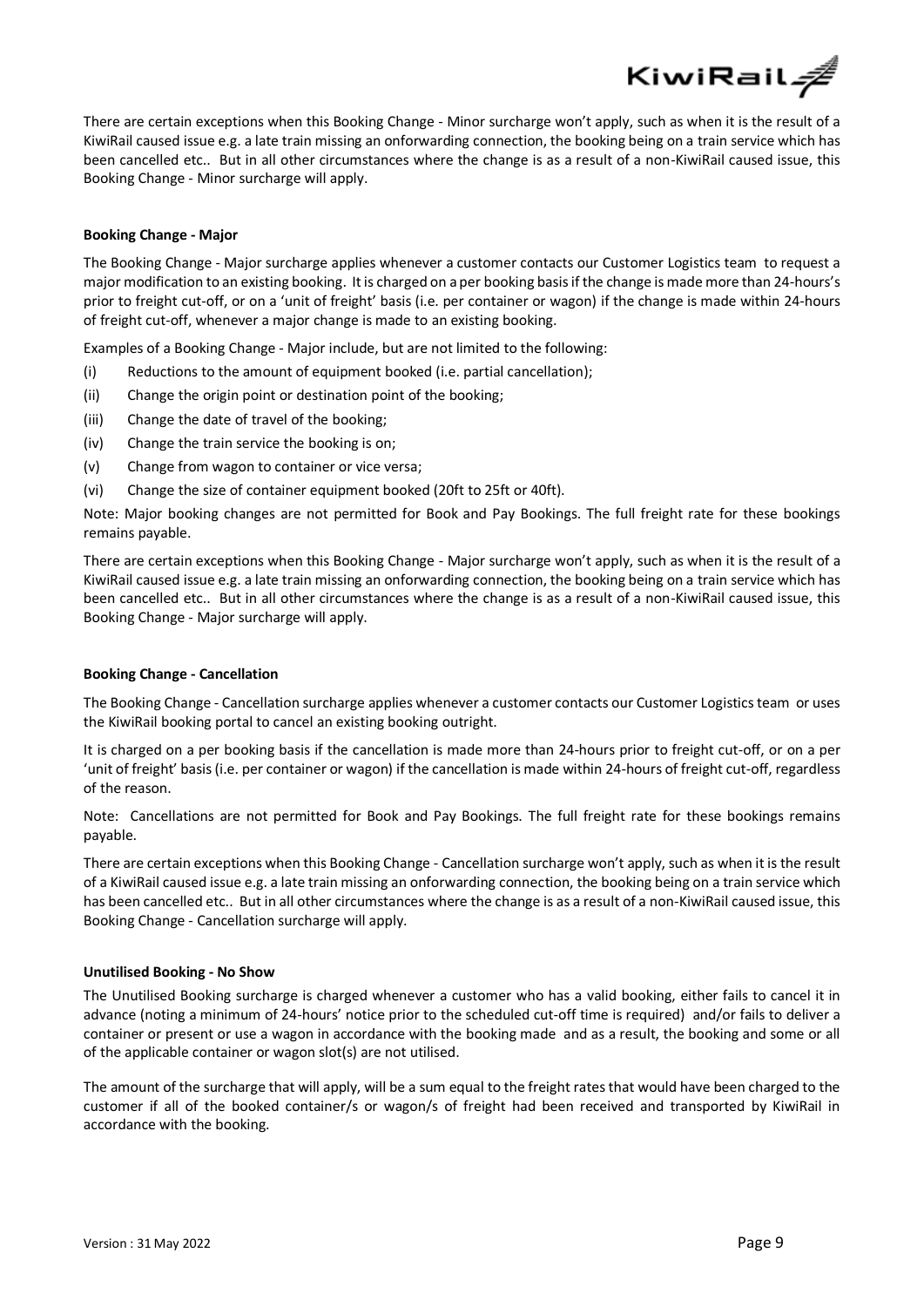There are certain exceptions when this Booking Change - Minor surcharge won't apply, such as when it is the result of a KiwiRail caused issue e.g. a late train missing an onforwarding connection, the booking being on a train service which has been cancelled etc.. But in all other circumstances where the change is as a result of a non-KiwiRail caused issue, this Booking Change - Minor surcharge will apply.

**Booking Change - Major**

The Booking Change - Major surcharge applies whenever a customer contacts our Customer Logistics team to request a major modification to an existing booking. It is charged on a per booking basis if the change is made more than 24-hours's prior to freight cut-off, or on a 'unit of freight' basis (i.e. per container or wagon) if the change is made within 24-hours of freight cut-off, whenever a major change is made to an existing booking.

Examples of a Booking Change - Major include, but are not limited to the following:

(i) Reductions to the amount of equipment booked (i.e. partial cancellation);

(ii) Change the origin point or destination point of the booking;

(iii) Change the date of travel of the booking;

(iv) Change the train service the booking is on;

(v) Change from wagon to container or vice versa;

(vi) Change the size of container equipment booked (20ft to 25ft or 40ft).

Note: Major booking changes are not permitted for Book and Pay Bookings. The full freight rate for these bookings remains payable.

There are certain exceptions when this Booking Change - Major surcharge won't apply, such as when it is the result of a KiwiRail caused issue e.g. a late train missing an onforwarding connection, the booking being on a train service which has been cancelled etc.. But in all other circumstances where the change is as a result of a non-KiwiRail caused issue, this Booking Change - Major surcharge will apply.

**Booking Change - Cancellation**

The Booking Change - Cancellation surcharge applies whenever a customer contacts our Customer Logistics team or uses the KiwiRail booking portal to cancel an existing booking outright.

It is charged on a per booking basis if the cancellation is made more than 24-hours prior to freight cut-off, or on a per 'unit of freight' basis (i.e. per container or wagon) if the cancellation is made within 24-hours of freight cut-off, regardless of the reason.

Note: Cancellations are not permitted for Book and Pay Bookings. The full freight rate for these bookings remains payable.

There are certain exceptions when this Booking Change - Cancellation surcharge won't apply, such as when it is the result of a KiwiRail caused issue e.g. a late train missing an onforwarding connection, the booking being on a train service which has been cancelled etc.. But in all other circumstances where the change is as a result of a non-KiwiRail caused issue, this Booking Change - Cancellation surcharge will apply.

**Unutilised Booking - No Show**

The Unutilised Booking surcharge is charged whenever a customer who has a valid booking, either fails to cancel it in advance (noting a minimum of 24-hours' notice prior to the scheduled cut-off time is required) and/or fails to deliver a container or present or use a wagon in accordance with the booking made and as a result, the booking and some or all of the applicable container or wagon slot(s) are not utilised.

The amount of the surcharge that will apply, will be a sum equal to the freight rates that would have been charged to the customer if all of the booked container/s or wagon/s of freight had been received and transported by KiwiRail in accordance with the booking.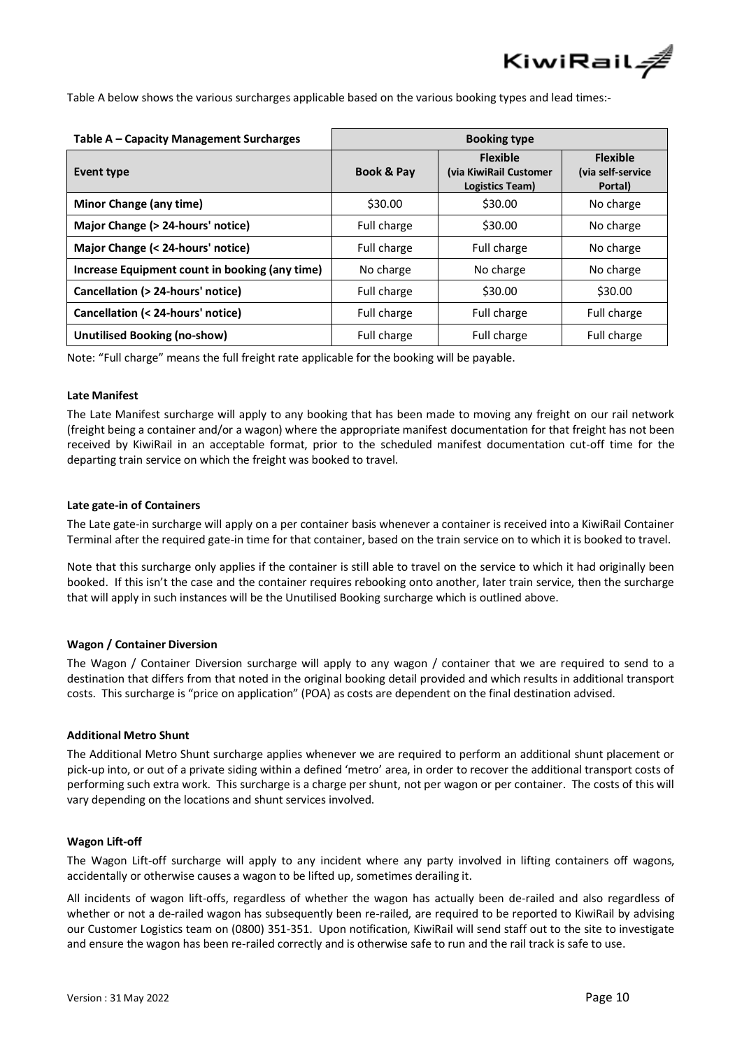Table A below shows the various surcharges applicable based on the various booking types and lead times:-

| **Table A – Capacity Management Surcharges** | **Booking type** | | |
|---|---|---|---|
| **Event type** | **Book & Pay** | **Flexible (via KiwiRail Customer Logistics Team)** | **Flexible (via self-service Portal)** |
| **Minor Change (any time)** | $30.00 | $30.00 | No charge |
| **Major Change (> 24-hours' notice)** | Full charge | $30.00 | No charge |
| **Major Change (< 24-hours' notice)** | Full charge | Full charge | No charge |
| **Increase Equipment count in booking (any time)** | No charge | No charge | No charge |
| **Cancellation (> 24-hours' notice)** | Full charge | $30.00 | $30.00 |
| **Cancellation (< 24-hours' notice)** | Full charge | Full charge | Full charge |
| **Unutilised Booking (no-show)** | Full charge | Full charge | Full charge |

Note: "Full charge" means the full freight rate applicable for the booking will be payable.

#### Late Manifest

The Late Manifest surcharge will apply to any booking that has been made to moving any freight on our rail network (freight being a container and/or a wagon) where the appropriate manifest documentation for that freight has not been received by KiwiRail in an acceptable format, prior to the scheduled manifest documentation cut-off time for the departing train service on which the freight was booked to travel.

#### Late gate-in of Containers

The Late gate-in surcharge will apply on a per container basis whenever a container is received into a KiwiRail Container Terminal after the required gate-in time for that container, based on the train service on to which it is booked to travel.

Note that this surcharge only applies if the container is still able to travel on the service to which it had originally been booked. If this isn't the case and the container requires rebooking onto another, later train service, then the surcharge that will apply in such instances will be the Unutilised Booking surcharge which is outlined above.

#### Wagon / Container Diversion

The Wagon / Container Diversion surcharge will apply to any wagon / container that we are required to send to a destination that differs from that noted in the original booking detail provided and which results in additional transport costs. This surcharge is "price on application" (POA) as costs are dependent on the final destination advised.

#### Additional Metro Shunt

The Additional Metro Shunt surcharge applies whenever we are required to perform an additional shunt placement or pick-up into, or out of a private siding within a defined 'metro' area, in order to recover the additional transport costs of performing such extra work. This surcharge is a charge per shunt, not per wagon or per container. The costs of this will vary depending on the locations and shunt services involved.

#### Wagon Lift-off

The Wagon Lift-off surcharge will apply to any incident where any party involved in lifting containers off wagons, accidentally or otherwise causes a wagon to be lifted up, sometimes derailing it.

All incidents of wagon lift-offs, regardless of whether the wagon has actually been de-railed and also regardless of whether or not a de-railed wagon has subsequently been re-railed, are required to be reported to KiwiRail by advising our Customer Logistics team on (0800) 351-351. Upon notification, KiwiRail will send staff out to the site to investigate and ensure the wagon has been re-railed correctly and is otherwise safe to run and the rail track is safe to use.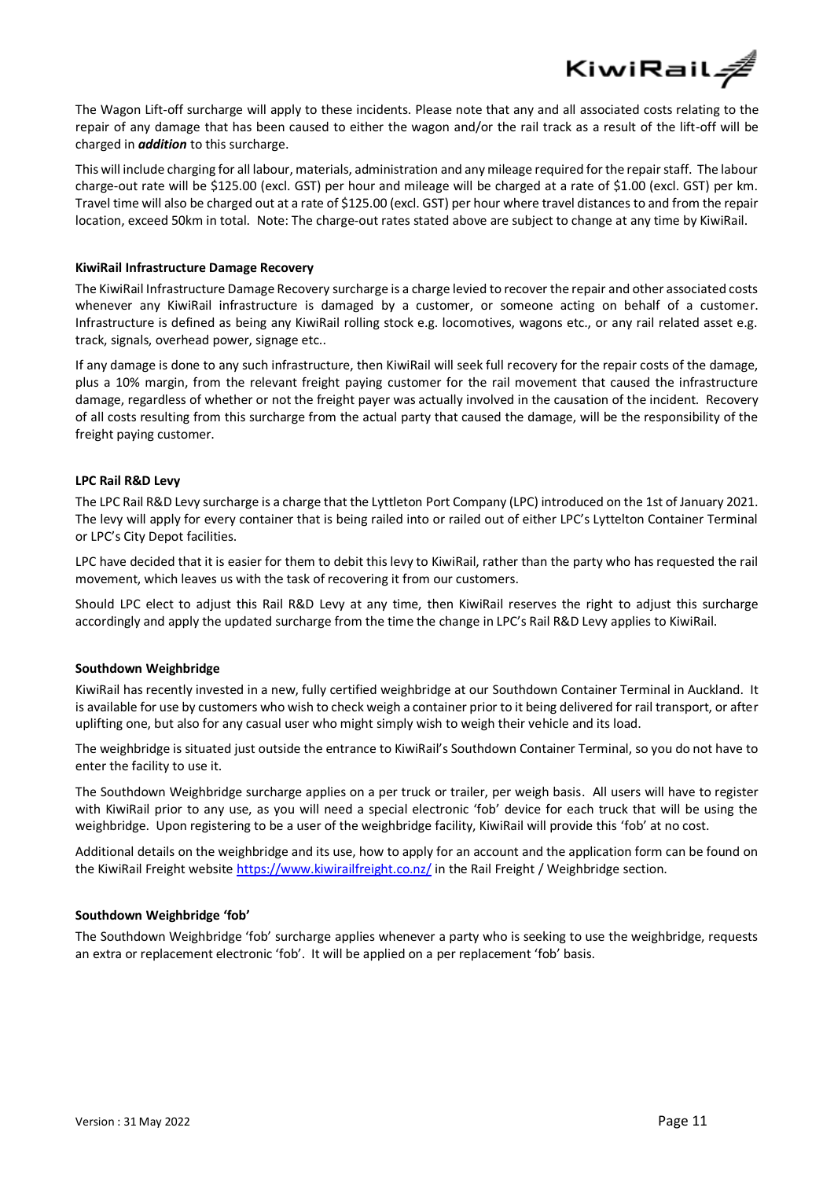The Wagon Lift-off surcharge will apply to these incidents. Please note that any and all associated costs relating to the repair of any damage that has been caused to either the wagon and/or the rail track as a result of the lift-off will be charged in ***addition*** to this surcharge.

This will include charging for all labour, materials, administration and any mileage required for the repair staff. The labour charge-out rate will be $125.00 (excl. GST) per hour and mileage will be charged at a rate of $1.00 (excl. GST) per km. Travel time will also be charged out at a rate of $125.00 (excl. GST) per hour where travel distances to and from the repair location, exceed 50km in total. Note: The charge-out rates stated above are subject to change at any time by KiwiRail.

**KiwiRail Infrastructure Damage Recovery**

The KiwiRail Infrastructure Damage Recovery surcharge is a charge levied to recover the repair and other associated costs whenever any KiwiRail infrastructure is damaged by a customer, or someone acting on behalf of a customer. Infrastructure is defined as being any KiwiRail rolling stock e.g. locomotives, wagons etc., or any rail related asset e.g. track, signals, overhead power, signage etc..

If any damage is done to any such infrastructure, then KiwiRail will seek full recovery for the repair costs of the damage, plus a 10% margin, from the relevant freight paying customer for the rail movement that caused the infrastructure damage, regardless of whether or not the freight payer was actually involved in the causation of the incident. Recovery of all costs resulting from this surcharge from the actual party that caused the damage, will be the responsibility of the freight paying customer.

**LPC Rail R&D Levy**

The LPC Rail R&D Levy surcharge is a charge that the Lyttleton Port Company (LPC) introduced on the 1st of January 2021. The levy will apply for every container that is being railed into or railed out of either LPC's Lyttelton Container Terminal or LPC's City Depot facilities.

LPC have decided that it is easier for them to debit this levy to KiwiRail, rather than the party who has requested the rail movement, which leaves us with the task of recovering it from our customers.

Should LPC elect to adjust this Rail R&D Levy at any time, then KiwiRail reserves the right to adjust this surcharge accordingly and apply the updated surcharge from the time the change in LPC's Rail R&D Levy applies to KiwiRail.

**Southdown Weighbridge**

KiwiRail has recently invested in a new, fully certified weighbridge at our Southdown Container Terminal in Auckland. It is available for use by customers who wish to check weigh a container prior to it being delivered for rail transport, or after uplifting one, but also for any casual user who might simply wish to weigh their vehicle and its load.

The weighbridge is situated just outside the entrance to KiwiRail's Southdown Container Terminal, so you do not have to enter the facility to use it.

The Southdown Weighbridge surcharge applies on a per truck or trailer, per weigh basis. All users will have to register with KiwiRail prior to any use, as you will need a special electronic 'fob' device for each truck that will be using the weighbridge. Upon registering to be a user of the weighbridge facility, KiwiRail will provide this 'fob' at no cost.

Additional details on the weighbridge and its use, how to apply for an account and the application form can be found on the KiwiRail Freight website https://www.kiwirailfreight.co.nz/ in the Rail Freight / Weighbridge section.

**Southdown Weighbridge 'fob'**

The Southdown Weighbridge 'fob' surcharge applies whenever a party who is seeking to use the weighbridge, requests an extra or replacement electronic 'fob'. It will be applied on a per replacement 'fob' basis.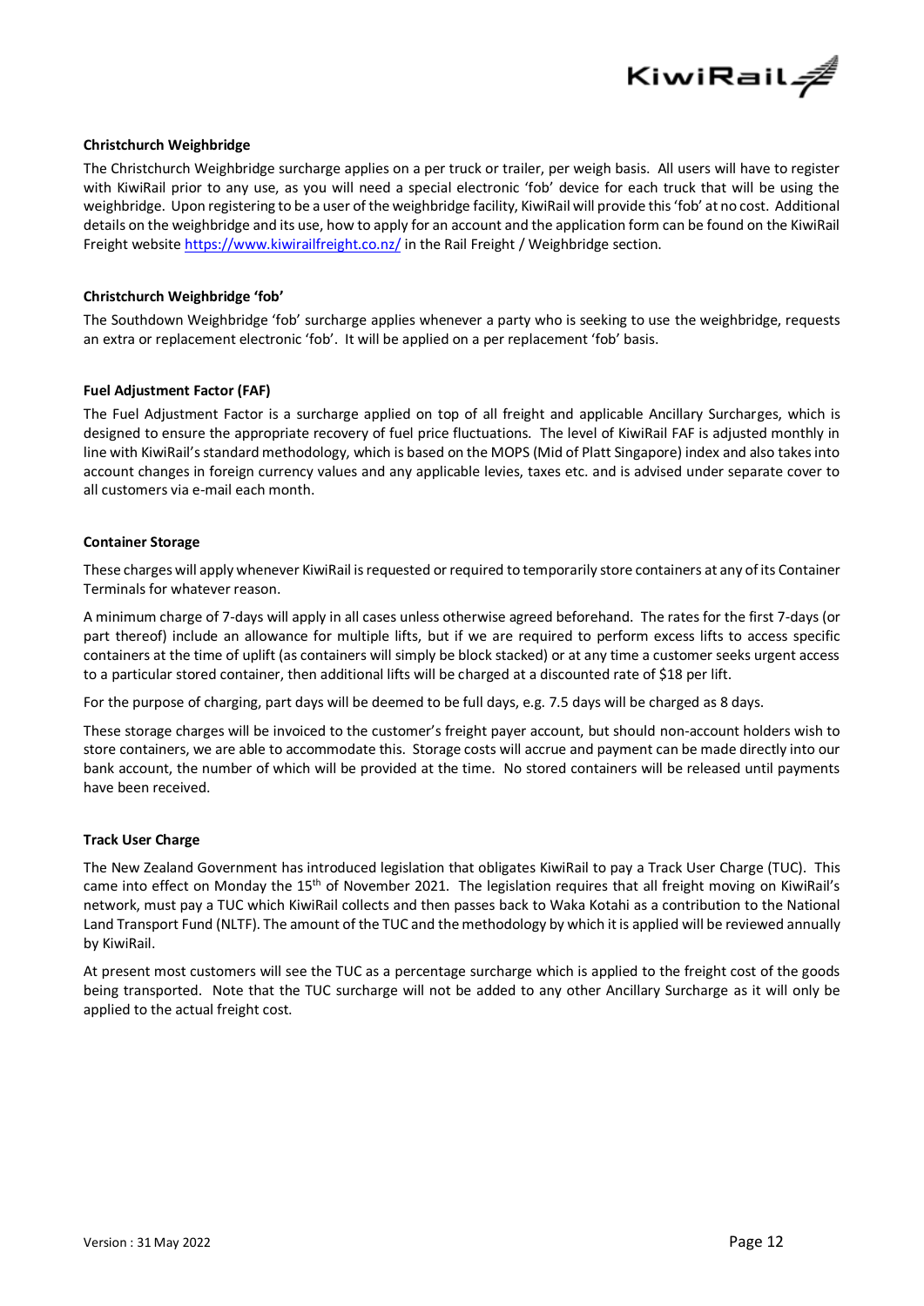### Christchurch Weighbridge

The Christchurch Weighbridge surcharge applies on a per truck or trailer, per weigh basis. All users will have to register with KiwiRail prior to any use, as you will need a special electronic 'fob' device for each truck that will be using the weighbridge. Upon registering to be a user of the weighbridge facility, KiwiRail will provide this 'fob' at no cost. Additional details on the weighbridge and its use, how to apply for an account and the application form can be found on the KiwiRail Freight website https://www.kiwirailfreight.co.nz/ in the Rail Freight / Weighbridge section.

### Christchurch Weighbridge 'fob'

The Southdown Weighbridge 'fob' surcharge applies whenever a party who is seeking to use the weighbridge, requests an extra or replacement electronic 'fob'. It will be applied on a per replacement 'fob' basis.

### Fuel Adjustment Factor (FAF)

The Fuel Adjustment Factor is a surcharge applied on top of all freight and applicable Ancillary Surcharges, which is designed to ensure the appropriate recovery of fuel price fluctuations. The level of KiwiRail FAF is adjusted monthly in line with KiwiRail's standard methodology, which is based on the MOPS (Mid of Platt Singapore) index and also takes into account changes in foreign currency values and any applicable levies, taxes etc. and is advised under separate cover to all customers via e-mail each month.

### Container Storage

These charges will apply whenever KiwiRail is requested or required to temporarily store containers at any of its Container Terminals for whatever reason.

A minimum charge of 7-days will apply in all cases unless otherwise agreed beforehand. The rates for the first 7-days (or part thereof) include an allowance for multiple lifts, but if we are required to perform excess lifts to access specific containers at the time of uplift (as containers will simply be block stacked) or at any time a customer seeks urgent access to a particular stored container, then additional lifts will be charged at a discounted rate of $18 per lift.

For the purpose of charging, part days will be deemed to be full days, e.g. 7.5 days will be charged as 8 days.

These storage charges will be invoiced to the customer's freight payer account, but should non-account holders wish to store containers, we are able to accommodate this. Storage costs will accrue and payment can be made directly into our bank account, the number of which will be provided at the time. No stored containers will be released until payments have been received.

### Track User Charge

The New Zealand Government has introduced legislation that obligates KiwiRail to pay a Track User Charge (TUC). This came into effect on Monday the 15th of November 2021. The legislation requires that all freight moving on KiwiRail's network, must pay a TUC which KiwiRail collects and then passes back to Waka Kotahi as a contribution to the National Land Transport Fund (NLTF). The amount of the TUC and the methodology by which it is applied will be reviewed annually by KiwiRail.

At present most customers will see the TUC as a percentage surcharge which is applied to the freight cost of the goods being transported. Note that the TUC surcharge will not be added to any other Ancillary Surcharge as it will only be applied to the actual freight cost.